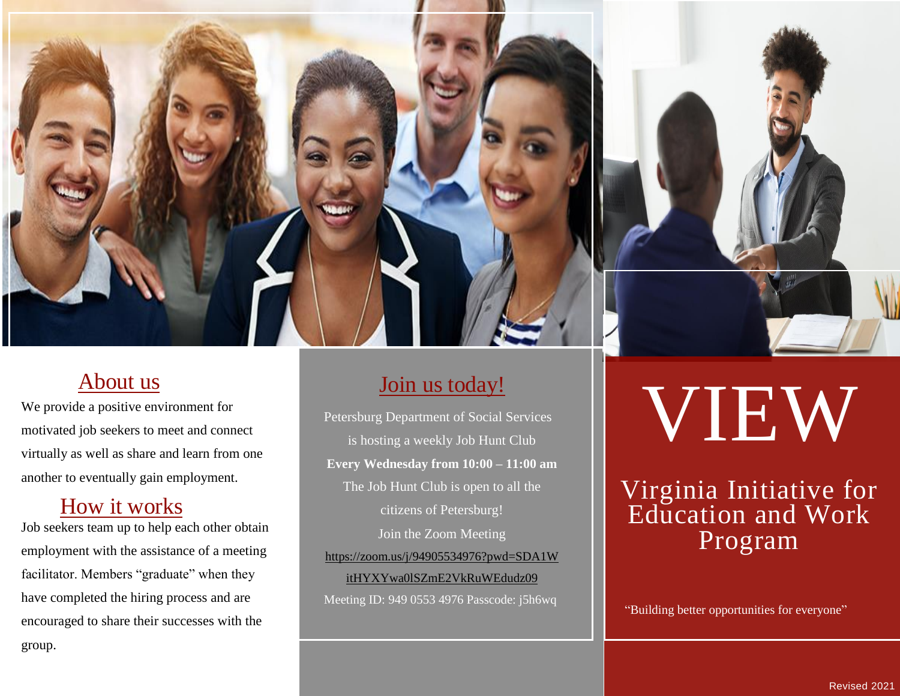# VIEW

## Virginia Initiative for Education and Work Program

"Building better opportunities for everyone"

## About us

We provide a positive environment for motivated job seekers to meet and connect virtually as well as share and learn from one another to eventually gain employment.

## How it works

Job seekers team up to help each other obtain employment with the assistance of a meeting facilitator. Members "graduate" when they have completed the hiring process and are encouraged to share their successes with the group.

## Join us today!

Petersburg Department of Social Services is hosting a weekly Job Hunt Club

**Every Wednesday from 10:00 – 11:00 am**

The Job Hunt Club is open to all the citizens of Petersburg!

Join the Zoom Meeting

https://zoom.us/j/94905534976?pwd=SDA1WitHYXYwa0lSZmE2VkRuWEdudz09

Meeting ID: 949 0553 4976 Passcode: j5h6wq

Revised 2021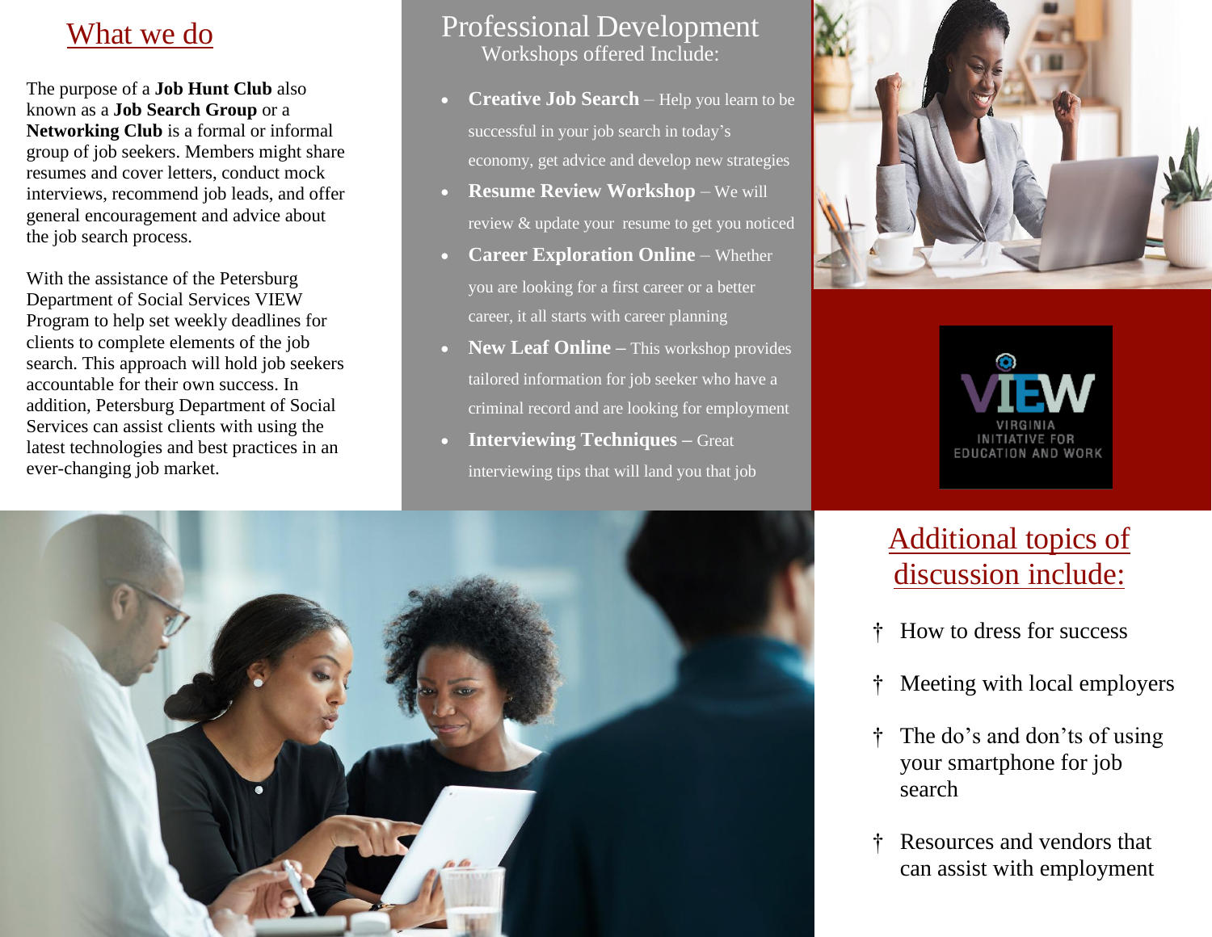## What we do

The purpose of a **Job Hunt Club** also known as a **Job Search Group** or a **Networking Club** is a formal or informal group of job seekers. Members might share resumes and cover letters, conduct mock interviews, recommend job leads, and offer general encouragement and advice about the job search process.

With the assistance of the Petersburg Department of Social Services VIEW Program to help set weekly deadlines for clients to complete elements of the job search. This approach will hold job seekers accountable for their own success. In addition, Petersburg Department of Social Services can assist clients with using the latest technologies and best practices in an ever-changing job market.

## Professional Development

Workshops offered Include:

- **Creative Job Search** – Help you learn to be successful in your job search in today's economy, get advice and develop new strategies
- **Resume Review Workshop** – We will review & update your resume to get you noticed
- **Career Exploration Online** – Whether you are looking for a first career or a better career, it all starts with career planning
- **New Leaf Online –** This workshop provides tailored information for job seeker who have a criminal record and are looking for employment
- **Interviewing Techniques –** Great interviewing tips that will land you that job

VIEW
VIRGINIA INITIATIVE FOR EDUCATION AND WORK

## Additional topics of discussion include:

- How to dress for success
- Meeting with local employers
- The do's and don'ts of using your smartphone for job search
- Resources and vendors that can assist with employment